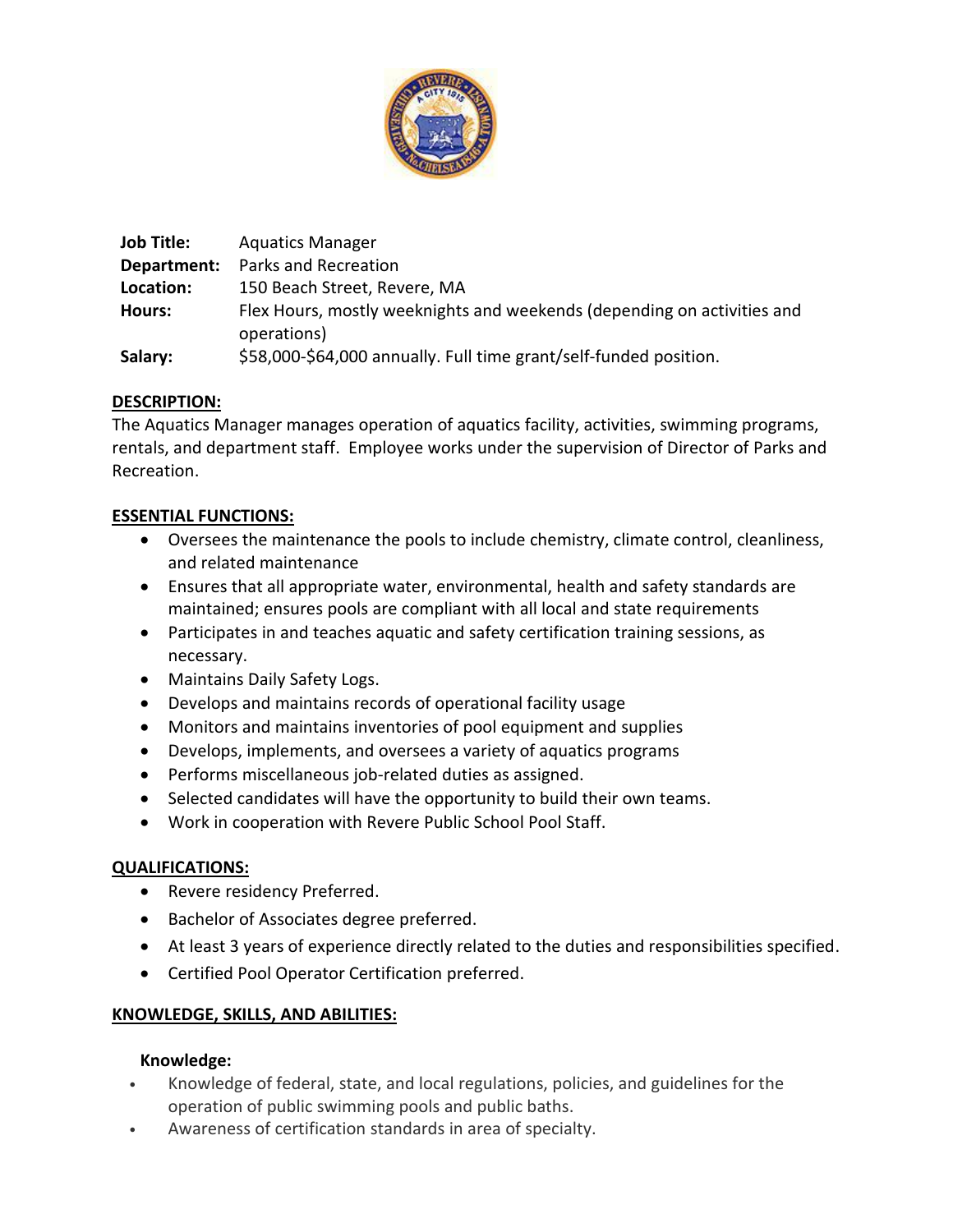| | |
|---|---|
| **Job Title:** | Aquatics Manager |
| **Department:** | Parks and Recreation |
| **Location:** | 150 Beach Street, Revere, MA |
| **Hours:** | Flex Hours, mostly weeknights and weekends (depending on activities and operations) |
| **Salary:** | $58,000-$64,000 annually. Full time grant/self-funded position. |

## DESCRIPTION:

The Aquatics Manager manages operation of aquatics facility, activities, swimming programs, rentals, and department staff. Employee works under the supervision of Director of Parks and Recreation.

## ESSENTIAL FUNCTIONS:

- Oversees the maintenance the pools to include chemistry, climate control, cleanliness, and related maintenance
- Ensures that all appropriate water, environmental, health and safety standards are maintained; ensures pools are compliant with all local and state requirements
- Participates in and teaches aquatic and safety certification training sessions, as necessary.
- Maintains Daily Safety Logs.
- Develops and maintains records of operational facility usage
- Monitors and maintains inventories of pool equipment and supplies
- Develops, implements, and oversees a variety of aquatics programs
- Performs miscellaneous job-related duties as assigned.
- Selected candidates will have the opportunity to build their own teams.
- Work in cooperation with Revere Public School Pool Staff.

## QUALIFICATIONS:

- Revere residency Preferred.
- Bachelor of Associates degree preferred.
- At least 3 years of experience directly related to the duties and responsibilities specified.
- Certified Pool Operator Certification preferred.

## KNOWLEDGE, SKILLS, AND ABILITIES:

### Knowledge:

- Knowledge of federal, state, and local regulations, policies, and guidelines for the operation of public swimming pools and public baths.
- Awareness of certification standards in area of specialty.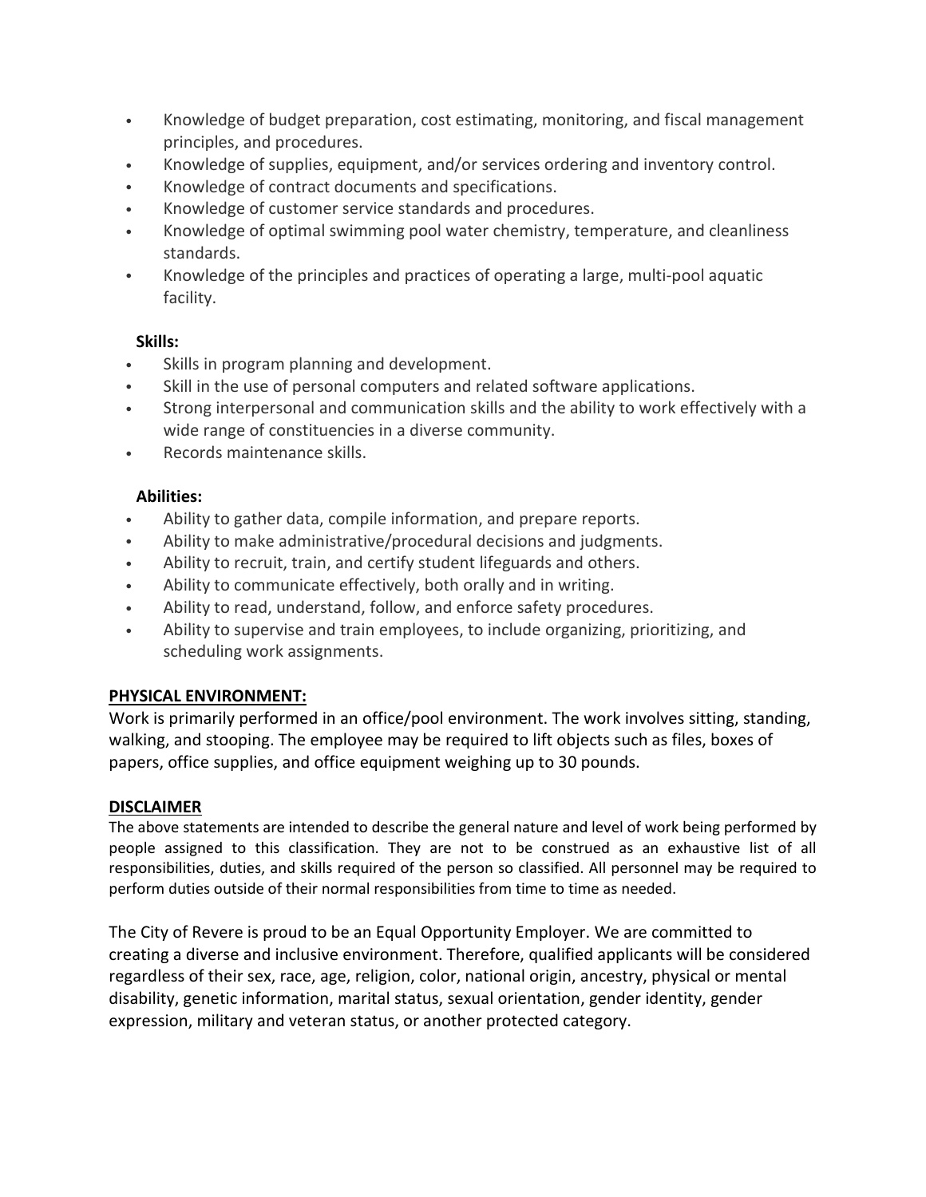- Knowledge of budget preparation, cost estimating, monitoring, and fiscal management principles, and procedures.
- Knowledge of supplies, equipment, and/or services ordering and inventory control.
- Knowledge of contract documents and specifications.
- Knowledge of customer service standards and procedures.
- Knowledge of optimal swimming pool water chemistry, temperature, and cleanliness standards.
- Knowledge of the principles and practices of operating a large, multi-pool aquatic facility.

**Skills:**

- Skills in program planning and development.
- Skill in the use of personal computers and related software applications.
- Strong interpersonal and communication skills and the ability to work effectively with a wide range of constituencies in a diverse community.
- Records maintenance skills.

**Abilities:**

- Ability to gather data, compile information, and prepare reports.
- Ability to make administrative/procedural decisions and judgments.
- Ability to recruit, train, and certify student lifeguards and others.
- Ability to communicate effectively, both orally and in writing.
- Ability to read, understand, follow, and enforce safety procedures.
- Ability to supervise and train employees, to include organizing, prioritizing, and scheduling work assignments.

**PHYSICAL ENVIRONMENT:**

Work is primarily performed in an office/pool environment. The work involves sitting, standing, walking, and stooping. The employee may be required to lift objects such as files, boxes of papers, office supplies, and office equipment weighing up to 30 pounds.

**DISCLAIMER**

The above statements are intended to describe the general nature and level of work being performed by people assigned to this classification. They are not to be construed as an exhaustive list of all responsibilities, duties, and skills required of the person so classified. All personnel may be required to perform duties outside of their normal responsibilities from time to time as needed.

The City of Revere is proud to be an Equal Opportunity Employer. We are committed to creating a diverse and inclusive environment. Therefore, qualified applicants will be considered regardless of their sex, race, age, religion, color, national origin, ancestry, physical or mental disability, genetic information, marital status, sexual orientation, gender identity, gender expression, military and veteran status, or another protected category.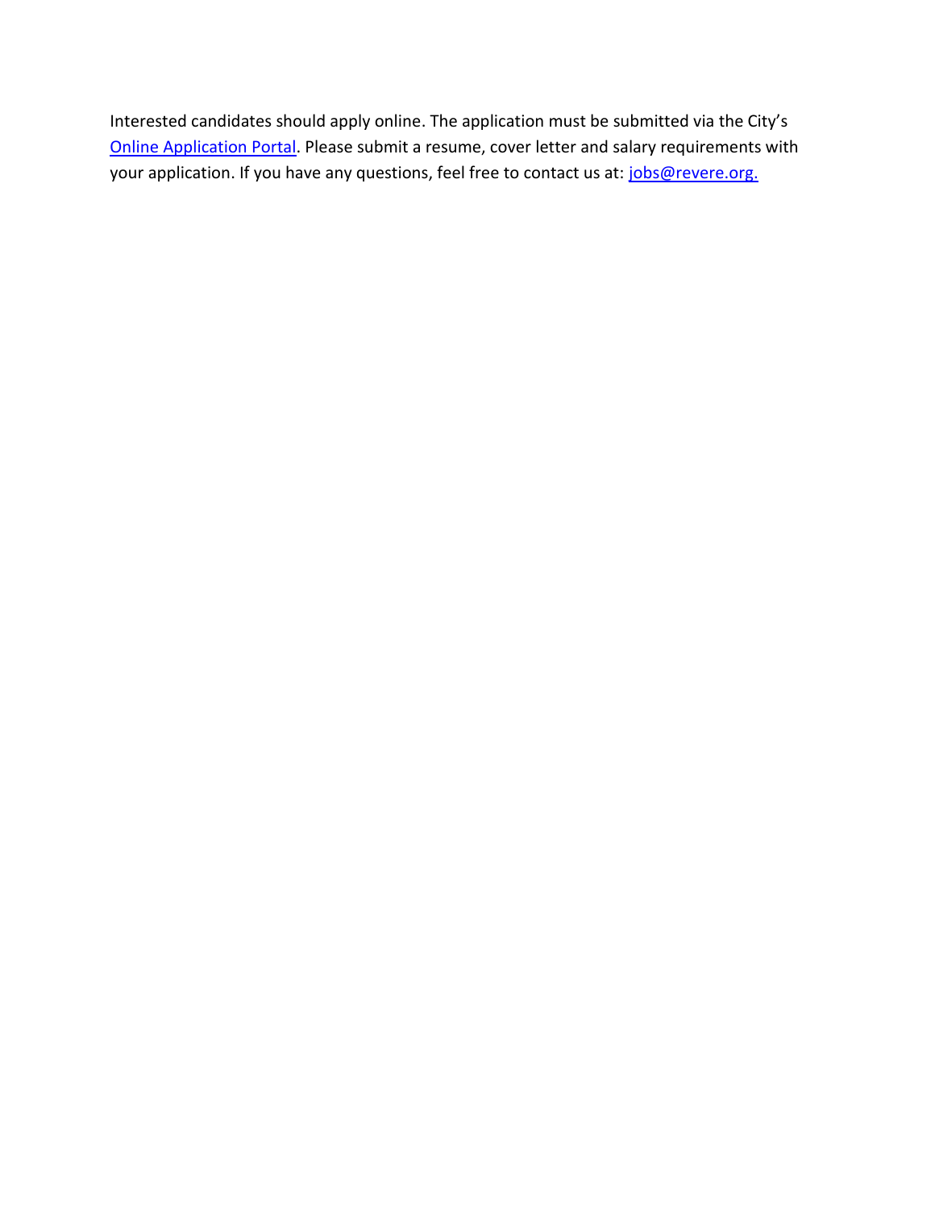Interested candidates should apply online. The application must be submitted via the City's Online Application Portal. Please submit a resume, cover letter and salary requirements with your application. If you have any questions, feel free to contact us at: jobs@revere.org.